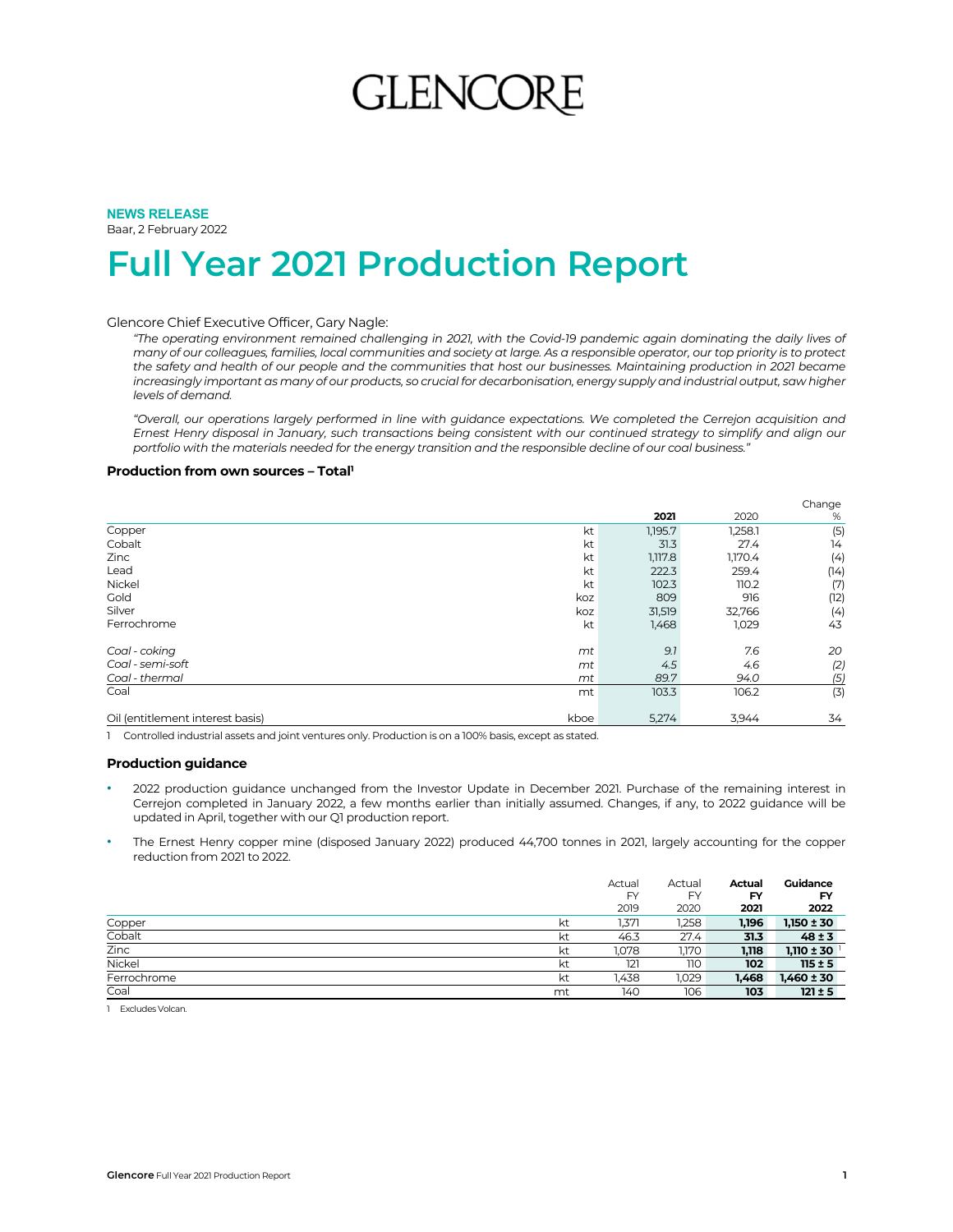GLENCORE

**NEWS RELEASE**
Baar, 2 February 2022

# Full Year 2021 Production Report

Glencore Chief Executive Officer, Gary Nagle:

*"The operating environment remained challenging in 2021, with the Covid-19 pandemic again dominating the daily lives of many of our colleagues, families, local communities and society at large. As a responsible operator, our top priority is to protect the safety and health of our people and the communities that host our businesses. Maintaining production in 2021 became increasingly important as many of our products, so crucial for decarbonisation, energy supply and industrial output, saw higher levels of demand.*

*"Overall, our operations largely performed in line with guidance expectations. We completed the Cerrejon acquisition and Ernest Henry disposal in January, such transactions being consistent with our continued strategy to simplify and align our portfolio with the materials needed for the energy transition and the responsible decline of our coal business."*

### Production from own sources – Total[1]

| | | 2021 | 2020 | Change % |
|---|---|---|---|---|
| Copper | kt | 1,195.7 | 1,258.1 | (5) |
| Cobalt | kt | 31.3 | 27.4 | 14 |
| Zinc | kt | 1,117.8 | 1,170.4 | (4) |
| Lead | kt | 222.3 | 259.4 | (14) |
| Nickel | kt | 102.3 | 110.2 | (7) |
| Gold | koz | 809 | 916 | (12) |
| Silver | koz | 31,519 | 32,766 | (4) |
| Ferrochrome | kt | 1,468 | 1,029 | 43 |
| *Coal - coking* | *mt* | *9.1* | *7.6* | *20* |
| *Coal - semi-soft* | *mt* | *4.5* | *4.6* | *(2)* |
| *Coal - thermal* | *mt* | *89.7* | *94.0* | *(5)* |
| Coal | mt | 103.3 | 106.2 | (3) |
| Oil (entitlement interest basis) | kboe | 5,274 | 3,944 | 34 |

1 Controlled industrial assets and joint ventures only. Production is on a 100% basis, except as stated.

### Production guidance

- 2022 production guidance unchanged from the Investor Update in December 2021. Purchase of the remaining interest in Cerrejon completed in January 2022, a few months earlier than initially assumed. Changes, if any, to 2022 guidance will be updated in April, together with our Q1 production report.
- The Ernest Henry copper mine (disposed January 2022) produced 44,700 tonnes in 2021, largely accounting for the copper reduction from 2021 to 2022.

| | | Actual FY 2019 | Actual FY 2020 | **Actual FY 2021** | **Guidance FY 2022** |
|---|---|---|---|---|---|
| Copper | kt | 1,371 | 1,258 | **1,196** | **1,150 ± 30** |
| Cobalt | kt | 46.3 | 27.4 | **31.3** | **48 ± 3** |
| Zinc | kt | 1,078 | 1,170 | **1,118** | **1,110 ± 30** [1] |
| Nickel | kt | 121 | 110 | **102** | **115 ± 5** |
| Ferrochrome | kt | 1,438 | 1,029 | **1,468** | **1,460 ± 30** |
| Coal | mt | 140 | 106 | **103** | **121 ± 5** |

1 Excludes Volcan.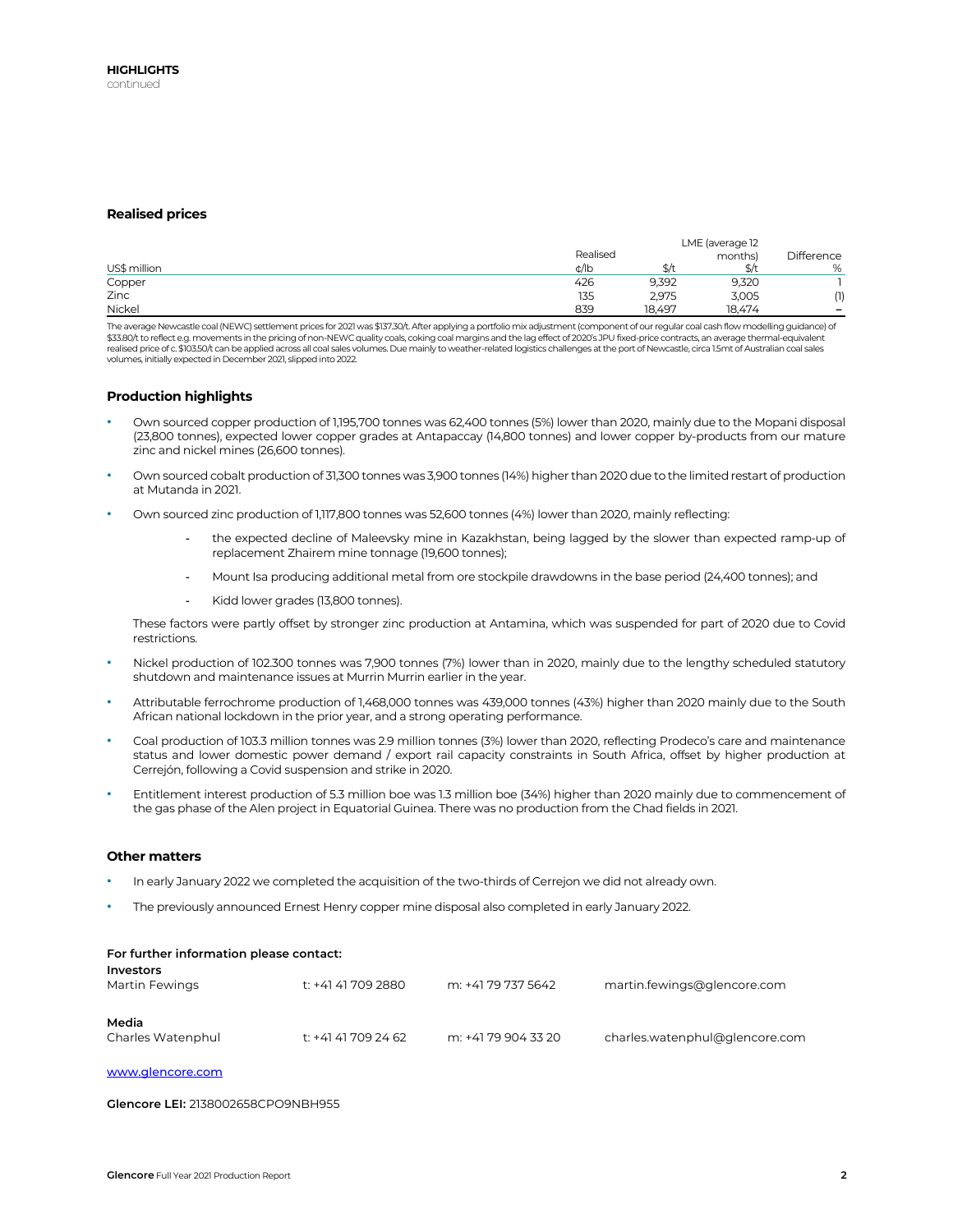**HIGHLIGHTS**
continued

### Realised prices

| US$ million | Realised ¢/lb | $/t | LME (average 12 months) $/t | Difference % |
|---|---|---|---|---|
| Copper | 426 | 9,392 | 9,320 | 1 |
| Zinc | 135 | 2,975 | 3,005 | (1) |
| Nickel | 839 | 18,497 | 18,474 | – |

The average Newcastle coal (NEWC) settlement prices for 2021 was $137.30/t. After applying a portfolio mix adjustment (component of our regular coal cash flow modelling guidance) of $33.80/t to reflect e.g. movements in the pricing of non-NEWC quality coals, coking coal margins and the lag effect of 2020's JPU fixed-price contracts, an average thermal-equivalent realised price of c. $103.50/t can be applied across all coal sales volumes. Due mainly to weather-related logistics challenges at the port of Newcastle, circa 1.5mt of Australian coal sales volumes, initially expected in December 2021, slipped into 2022.

### Production highlights

- Own sourced copper production of 1,195,700 tonnes was 62,400 tonnes (5%) lower than 2020, mainly due to the Mopani disposal (23,800 tonnes), expected lower copper grades at Antapaccay (14,800 tonnes) and lower copper by-products from our mature zinc and nickel mines (26,600 tonnes).
- Own sourced cobalt production of 31,300 tonnes was 3,900 tonnes (14%) higher than 2020 due to the limited restart of production at Mutanda in 2021.
- Own sourced zinc production of 1,117,800 tonnes was 52,600 tonnes (4%) lower than 2020, mainly reflecting:
  - the expected decline of Maleevsky mine in Kazakhstan, being lagged by the slower than expected ramp-up of replacement Zhairem mine tonnage (19,600 tonnes);
  - Mount Isa producing additional metal from ore stockpile drawdowns in the base period (24,400 tonnes); and
  - Kidd lower grades (13,800 tonnes).

  These factors were partly offset by stronger zinc production at Antamina, which was suspended for part of 2020 due to Covid restrictions.
- Nickel production of 102.300 tonnes was 7,900 tonnes (7%) lower than in 2020, mainly due to the lengthy scheduled statutory shutdown and maintenance issues at Murrin Murrin earlier in the year.
- Attributable ferrochrome production of 1,468,000 tonnes was 439,000 tonnes (43%) higher than 2020 mainly due to the South African national lockdown in the prior year, and a strong operating performance.
- Coal production of 103.3 million tonnes was 2.9 million tonnes (3%) lower than 2020, reflecting Prodeco's care and maintenance status and lower domestic power demand / export rail capacity constraints in South Africa, offset by higher production at Cerrejón, following a Covid suspension and strike in 2020.
- Entitlement interest production of 5.3 million boe was 1.3 million boe (34%) higher than 2020 mainly due to commencement of the gas phase of the Alen project in Equatorial Guinea. There was no production from the Chad fields in 2021.

### Other matters

- In early January 2022 we completed the acquisition of the two-thirds of Cerrejon we did not already own.
- The previously announced Ernest Henry copper mine disposal also completed in early January 2022.

**For further information please contact:**

**Investors**

| | | | |
|---|---|---|---|
| Martin Fewings | t: +41 41 709 2880 | m: +41 79 737 5642 | martin.fewings@glencore.com |

**Media**

| | | | |
|---|---|---|---|
| Charles Watenphul | t: +41 41 709 24 62 | m: +41 79 904 33 20 | charles.watenphul@glencore.com |

www.glencore.com

**Glencore LEI:** 2138002658CPO9NBH955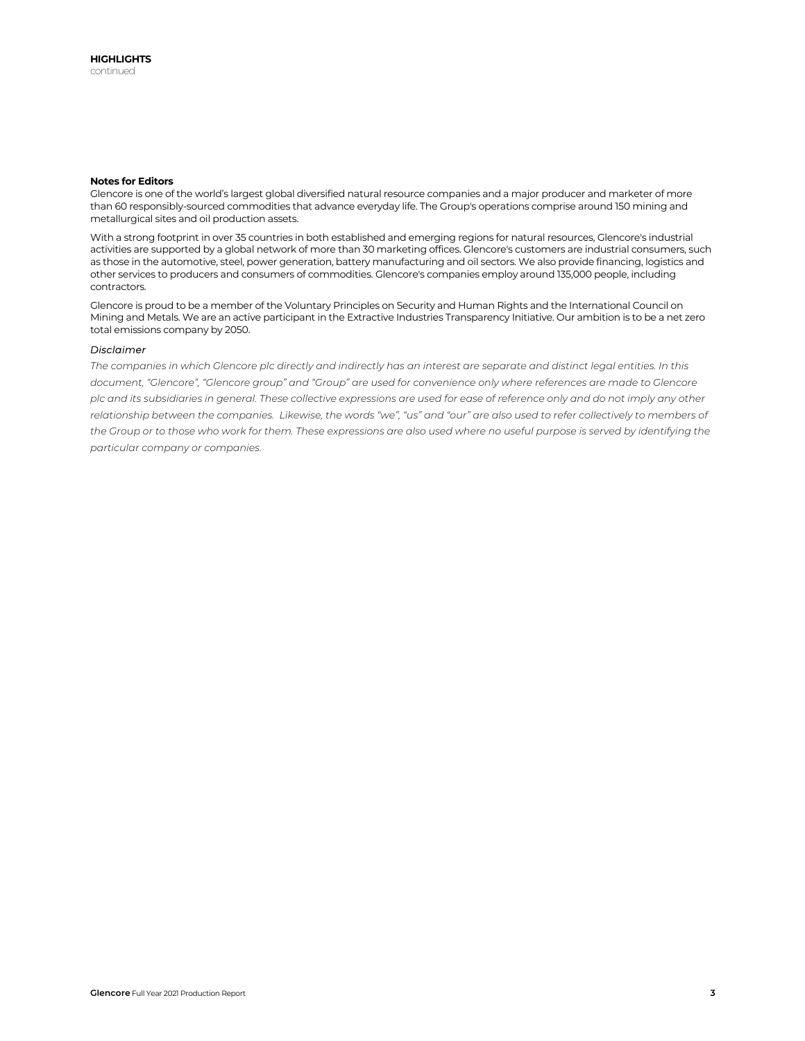**HIGHLIGHTS**
continued

**Notes for Editors**

Glencore is one of the world's largest global diversified natural resource companies and a major producer and marketer of more than 60 responsibly-sourced commodities that advance everyday life. The Group's operations comprise around 150 mining and metallurgical sites and oil production assets.

With a strong footprint in over 35 countries in both established and emerging regions for natural resources, Glencore's industrial activities are supported by a global network of more than 30 marketing offices. Glencore's customers are industrial consumers, such as those in the automotive, steel, power generation, battery manufacturing and oil sectors. We also provide financing, logistics and other services to producers and consumers of commodities. Glencore's companies employ around 135,000 people, including contractors.

Glencore is proud to be a member of the Voluntary Principles on Security and Human Rights and the International Council on Mining and Metals. We are an active participant in the Extractive Industries Transparency Initiative. Our ambition is to be a net zero total emissions company by 2050.

*Disclaimer*

*The companies in which Glencore plc directly and indirectly has an interest are separate and distinct legal entities. In this document, "Glencore", "Glencore group" and "Group" are used for convenience only where references are made to Glencore plc and its subsidiaries in general. These collective expressions are used for ease of reference only and do not imply any other relationship between the companies. Likewise, the words "we", "us" and "our" are also used to refer collectively to members of the Group or to those who work for them. These expressions are also used where no useful purpose is served by identifying the particular company or companies.*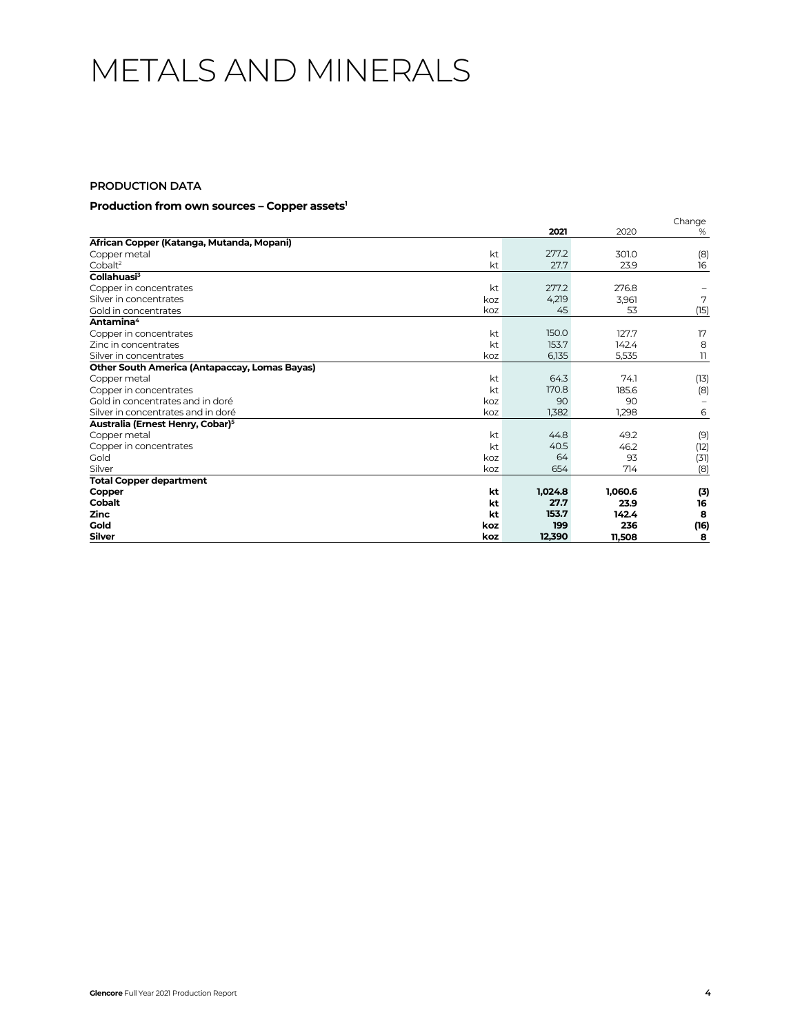# METALS AND MINERALS

## PRODUCTION DATA

### Production from own sources – Copper assets[1]

| | | 2021 | 2020 | Change % |
|---|---|---|---|---|
| **African Copper (Katanga, Mutanda, Mopani)** | | | | |
| Copper metal | kt | 277.2 | 301.0 | (8) |
| Cobalt[2] | kt | 27.7 | 23.9 | 16 |
| **Collahuasi[3]** | | | | |
| Copper in concentrates | kt | 277.2 | 276.8 | – |
| Silver in concentrates | koz | 4,219 | 3,961 | 7 |
| Gold in concentrates | koz | 45 | 53 | (15) |
| **Antamina[4]** | | | | |
| Copper in concentrates | kt | 150.0 | 127.7 | 17 |
| Zinc in concentrates | kt | 153.7 | 142.4 | 8 |
| Silver in concentrates | koz | 6,135 | 5,535 | 11 |
| **Other South America (Antapaccay, Lomas Bayas)** | | | | |
| Copper metal | kt | 64.3 | 74.1 | (13) |
| Copper in concentrates | kt | 170.8 | 185.6 | (8) |
| Gold in concentrates and in doré | koz | 90 | 90 | – |
| Silver in concentrates and in doré | koz | 1,382 | 1,298 | 6 |
| **Australia (Ernest Henry, Cobar)[5]** | | | | |
| Copper metal | kt | 44.8 | 49.2 | (9) |
| Copper in concentrates | kt | 40.5 | 46.2 | (12) |
| Gold | koz | 64 | 93 | (31) |
| Silver | koz | 654 | 714 | (8) |
| **Total Copper department** | | | | |
| **Copper** | **kt** | **1,024.8** | **1,060.6** | **(3)** |
| **Cobalt** | **kt** | **27.7** | **23.9** | **16** |
| **Zinc** | **kt** | **153.7** | **142.4** | **8** |
| **Gold** | **koz** | **199** | **236** | **(16)** |
| **Silver** | **koz** | **12,390** | **11,508** | **8** |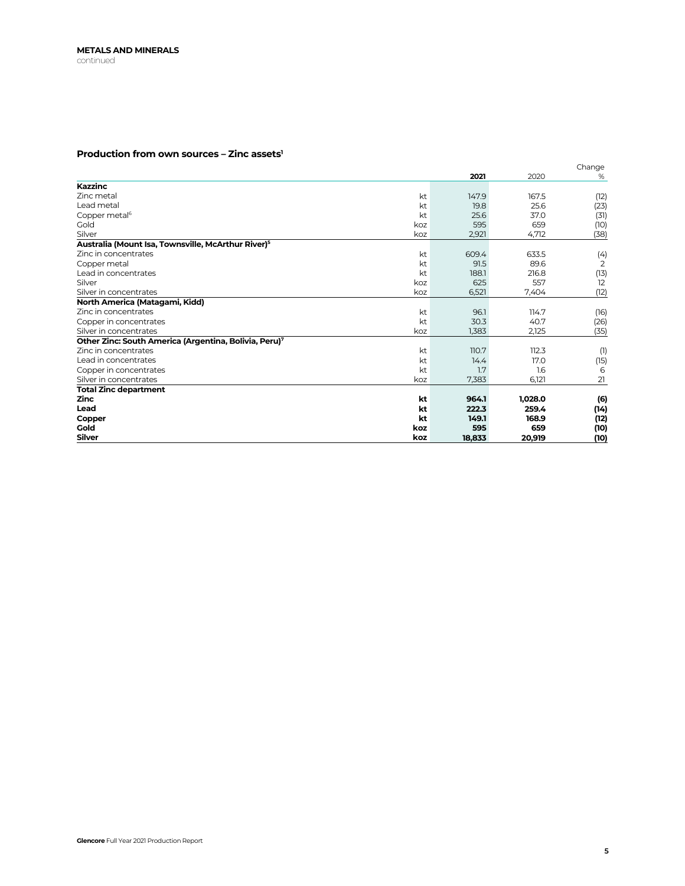**METALS AND MINERALS**
continued

### Production from own sources – Zinc assets[1]

| | | 2021 | 2020 | Change % |
|---|---|---|---|---|
| **Kazzinc** | | | | |
| Zinc metal | kt | 147.9 | 167.5 | (12) |
| Lead metal | kt | 19.8 | 25.6 | (23) |
| Copper metal[6] | kt | 25.6 | 37.0 | (31) |
| Gold | koz | 595 | 659 | (10) |
| Silver | koz | 2,921 | 4,712 | (38) |
| **Australia (Mount Isa, Townsville, McArthur River)[5]** | | | | |
| Zinc in concentrates | kt | 609.4 | 633.5 | (4) |
| Copper metal | kt | 91.5 | 89.6 | 2 |
| Lead in concentrates | kt | 188.1 | 216.8 | (13) |
| Silver | koz | 625 | 557 | 12 |
| Silver in concentrates | koz | 6,521 | 7,404 | (12) |
| **North America (Matagami, Kidd)** | | | | |
| Zinc in concentrates | kt | 96.1 | 114.7 | (16) |
| Copper in concentrates | kt | 30.3 | 40.7 | (26) |
| Silver in concentrates | koz | 1,383 | 2,125 | (35) |
| **Other Zinc: South America (Argentina, Bolivia, Peru)[7]** | | | | |
| Zinc in concentrates | kt | 110.7 | 112.3 | (1) |
| Lead in concentrates | kt | 14.4 | 17.0 | (15) |
| Copper in concentrates | kt | 1.7 | 1.6 | 6 |
| Silver in concentrates | koz | 7,383 | 6,121 | 21 |
| **Total Zinc department** | | | | |
| **Zinc** | **kt** | **964.1** | **1,028.0** | **(6)** |
| **Lead** | **kt** | **222.3** | **259.4** | **(14)** |
| **Copper** | **kt** | **149.1** | **168.9** | **(12)** |
| **Gold** | **koz** | **595** | **659** | **(10)** |
| **Silver** | **koz** | **18,833** | **20,919** | **(10)** |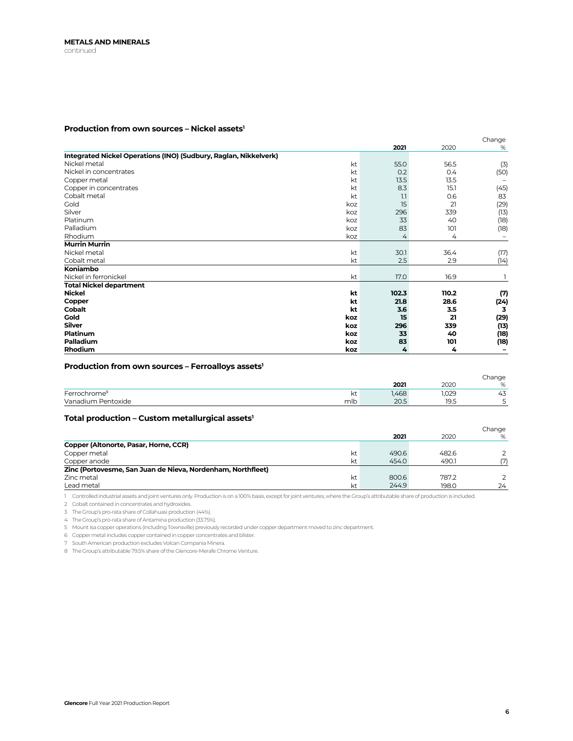**METALS AND MINERALS**
continued

### Production from own sources – Nickel assets[1]

| | | 2021 | 2020 | Change % |
|---|---|---|---|---|
| **Integrated Nickel Operations (INO) (Sudbury, Raglan, Nikkelverk)** | | | | |
| Nickel metal | kt | 55.0 | 56.5 | (3) |
| Nickel in concentrates | kt | 0.2 | 0.4 | (50) |
| Copper metal | kt | 13.5 | 13.5 | – |
| Copper in concentrates | kt | 8.3 | 15.1 | (45) |
| Cobalt metal | kt | 1.1 | 0.6 | 83 |
| Gold | koz | 15 | 21 | (29) |
| Silver | koz | 296 | 339 | (13) |
| Platinum | koz | 33 | 40 | (18) |
| Palladium | koz | 83 | 101 | (18) |
| Rhodium | koz | 4 | 4 | – |
| **Murrin Murrin** | | | | |
| Nickel metal | kt | 30.1 | 36.4 | (17) |
| Cobalt metal | kt | 2.5 | 2.9 | (14) |
| **Koniambo** | | | | |
| Nickel in ferronickel | kt | 17.0 | 16.9 | 1 |
| **Total Nickel department** | | | | |
| **Nickel** | **kt** | **102.3** | **110.2** | **(7)** |
| **Copper** | **kt** | **21.8** | **28.6** | **(24)** |
| **Cobalt** | **kt** | **3.6** | **3.5** | **3** |
| **Gold** | **koz** | **15** | **21** | **(29)** |
| **Silver** | **koz** | **296** | **339** | **(13)** |
| **Platinum** | **koz** | **33** | **40** | **(18)** |
| **Palladium** | **koz** | **83** | **101** | **(18)** |
| **Rhodium** | **koz** | **4** | **4** | **–** |

### Production from own sources – Ferroalloys assets[1]

| | | 2021 | 2020 | Change % |
|---|---|---|---|---|
| Ferrochrome[8] | kt | 1,468 | 1,029 | 43 |
| Vanadium Pentoxide | mlb | 20.5 | 19.5 | 5 |

### Total production – Custom metallurgical assets[1]

| | | 2021 | 2020 | Change % |
|---|---|---|---|---|
| **Copper (Altonorte, Pasar, Horne, CCR)** | | | | |
| Copper metal | kt | 490.6 | 482.6 | 2 |
| Copper anode | kt | 454.0 | 490.1 | (7) |
| **Zinc (Portovesme, San Juan de Nieva, Nordenham, Northfleet)** | | | | |
| Zinc metal | kt | 800.6 | 787.2 | 2 |
| Lead metal | kt | 244.9 | 198.0 | 24 |

1 Controlled industrial assets and joint ventures only. Production is on a 100% basis, except for joint ventures, where the Group's attributable share of production is included.
2 Cobalt contained in concentrates and hydroxides.
3 The Group's pro-rata share of Collahuasi production (44%).
4 The Group's pro-rata share of Antamina production (33.75%).
5 Mount Isa copper operations (including Townsville) previously recorded under copper department moved to zinc department.
6 Copper metal includes copper contained in copper concentrates and blister.
7 South American production excludes Volcan Compania Minera.
8 The Group's attributable 79.5% share of the Glencore-Merafe Chrome Venture.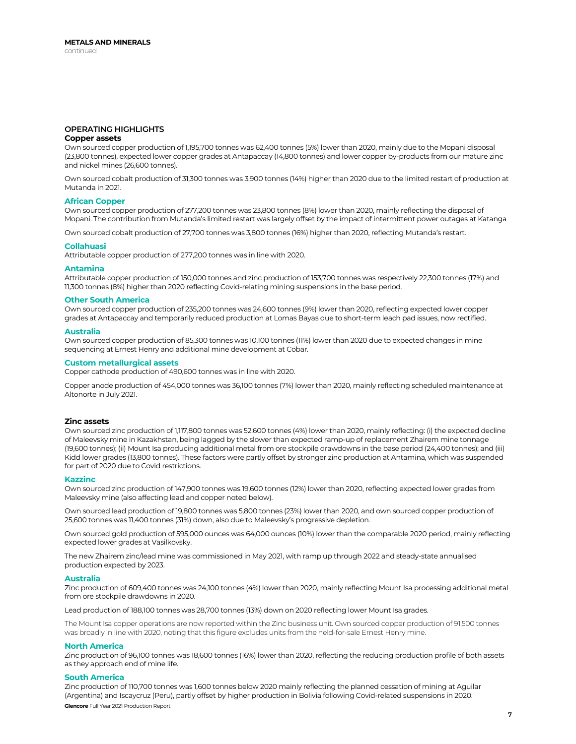## METALS AND MINERALS

continued

### OPERATING HIGHLIGHTS

#### Copper assets

Own sourced copper production of 1,195,700 tonnes was 62,400 tonnes (5%) lower than 2020, mainly due to the Mopani disposal (23,800 tonnes), expected lower copper grades at Antapaccay (14,800 tonnes) and lower copper by-products from our mature zinc and nickel mines (26,600 tonnes).

Own sourced cobalt production of 31,300 tonnes was 3,900 tonnes (14%) higher than 2020 due to the limited restart of production at Mutanda in 2021.

**African Copper**

Own sourced copper production of 277,200 tonnes was 23,800 tonnes (8%) lower than 2020, mainly reflecting the disposal of Mopani. The contribution from Mutanda's limited restart was largely offset by the impact of intermittent power outages at Katanga

Own sourced cobalt production of 27,700 tonnes was 3,800 tonnes (16%) higher than 2020, reflecting Mutanda's restart.

**Collahuasi**

Attributable copper production of 277,200 tonnes was in line with 2020.

**Antamina**

Attributable copper production of 150,000 tonnes and zinc production of 153,700 tonnes was respectively 22,300 tonnes (17%) and 11,300 tonnes (8%) higher than 2020 reflecting Covid-relating mining suspensions in the base period.

**Other South America**

Own sourced copper production of 235,200 tonnes was 24,600 tonnes (9%) lower than 2020, reflecting expected lower copper grades at Antapaccay and temporarily reduced production at Lomas Bayas due to short-term leach pad issues, now rectified.

**Australia**

Own sourced copper production of 85,300 tonnes was 10,100 tonnes (11%) lower than 2020 due to expected changes in mine sequencing at Ernest Henry and additional mine development at Cobar.

**Custom metallurgical assets**

Copper cathode production of 490,600 tonnes was in line with 2020.

Copper anode production of 454,000 tonnes was 36,100 tonnes (7%) lower than 2020, mainly reflecting scheduled maintenance at Altonorte in July 2021.

#### Zinc assets

Own sourced zinc production of 1,117,800 tonnes was 52,600 tonnes (4%) lower than 2020, mainly reflecting: (i) the expected decline of Maleevsky mine in Kazakhstan, being lagged by the slower than expected ramp-up of replacement Zhairem mine tonnage (19,600 tonnes); (ii) Mount Isa producing additional metal from ore stockpile drawdowns in the base period (24,400 tonnes); and (iii) Kidd lower grades (13,800 tonnes). These factors were partly offset by stronger zinc production at Antamina, which was suspended for part of 2020 due to Covid restrictions.

**Kazzinc**

Own sourced zinc production of 147,900 tonnes was 19,600 tonnes (12%) lower than 2020, reflecting expected lower grades from Maleevsky mine (also affecting lead and copper noted below).

Own sourced lead production of 19,800 tonnes was 5,800 tonnes (23%) lower than 2020, and own sourced copper production of 25,600 tonnes was 11,400 tonnes (31%) down, also due to Maleevsky's progressive depletion.

Own sourced gold production of 595,000 ounces was 64,000 ounces (10%) lower than the comparable 2020 period, mainly reflecting expected lower grades at Vasilkovsky.

The new Zhairem zinc/lead mine was commissioned in May 2021, with ramp up through 2022 and steady-state annualised production expected by 2023.

**Australia**

Zinc production of 609,400 tonnes was 24,100 tonnes (4%) lower than 2020, mainly reflecting Mount Isa processing additional metal from ore stockpile drawdowns in 2020.

Lead production of 188,100 tonnes was 28,700 tonnes (13%) down on 2020 reflecting lower Mount Isa grades.

The Mount Isa copper operations are now reported within the Zinc business unit. Own sourced copper production of 91,500 tonnes was broadly in line with 2020, noting that this figure excludes units from the held-for-sale Ernest Henry mine.

**North America**

Zinc production of 96,100 tonnes was 18,600 tonnes (16%) lower than 2020, reflecting the reducing production profile of both assets as they approach end of mine life.

**South America**

Zinc production of 110,700 tonnes was 1,600 tonnes below 2020 mainly reflecting the planned cessation of mining at Aguilar (Argentina) and Iscaycruz (Peru), partly offset by higher production in Bolivia following Covid-related suspensions in 2020.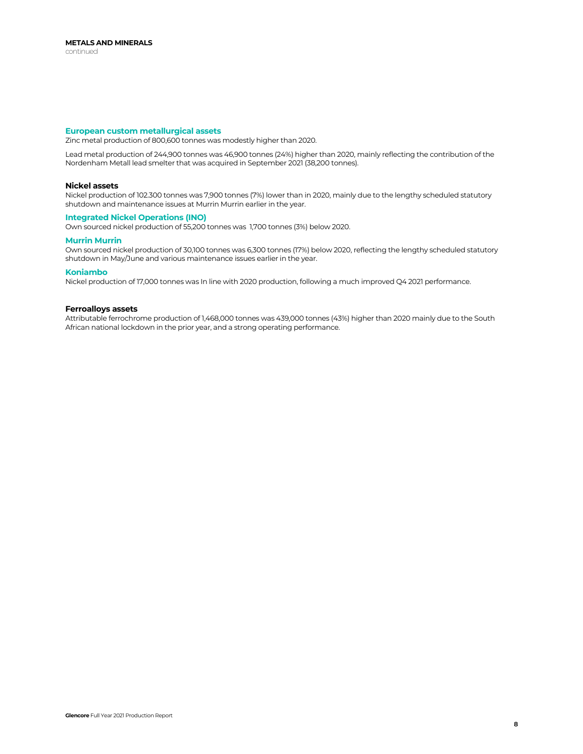## METALS AND MINERALS

continued

### European custom metallurgical assets

Zinc metal production of 800,600 tonnes was modestly higher than 2020.

Lead metal production of 244,900 tonnes was 46,900 tonnes (24%) higher than 2020, mainly reflecting the contribution of the Nordenham Metall lead smelter that was acquired in September 2021 (38,200 tonnes).

### Nickel assets

Nickel production of 102.300 tonnes was 7,900 tonnes (7%) lower than in 2020, mainly due to the lengthy scheduled statutory shutdown and maintenance issues at Murrin Murrin earlier in the year.

### Integrated Nickel Operations (INO)

Own sourced nickel production of 55,200 tonnes was 1,700 tonnes (3%) below 2020.

### Murrin Murrin

Own sourced nickel production of 30,100 tonnes was 6,300 tonnes (17%) below 2020, reflecting the lengthy scheduled statutory shutdown in May/June and various maintenance issues earlier in the year.

### Koniambo

Nickel production of 17,000 tonnes was In line with 2020 production, following a much improved Q4 2021 performance.

### Ferroalloys assets

Attributable ferrochrome production of 1,468,000 tonnes was 439,000 tonnes (43%) higher than 2020 mainly due to the South African national lockdown in the prior year, and a strong operating performance.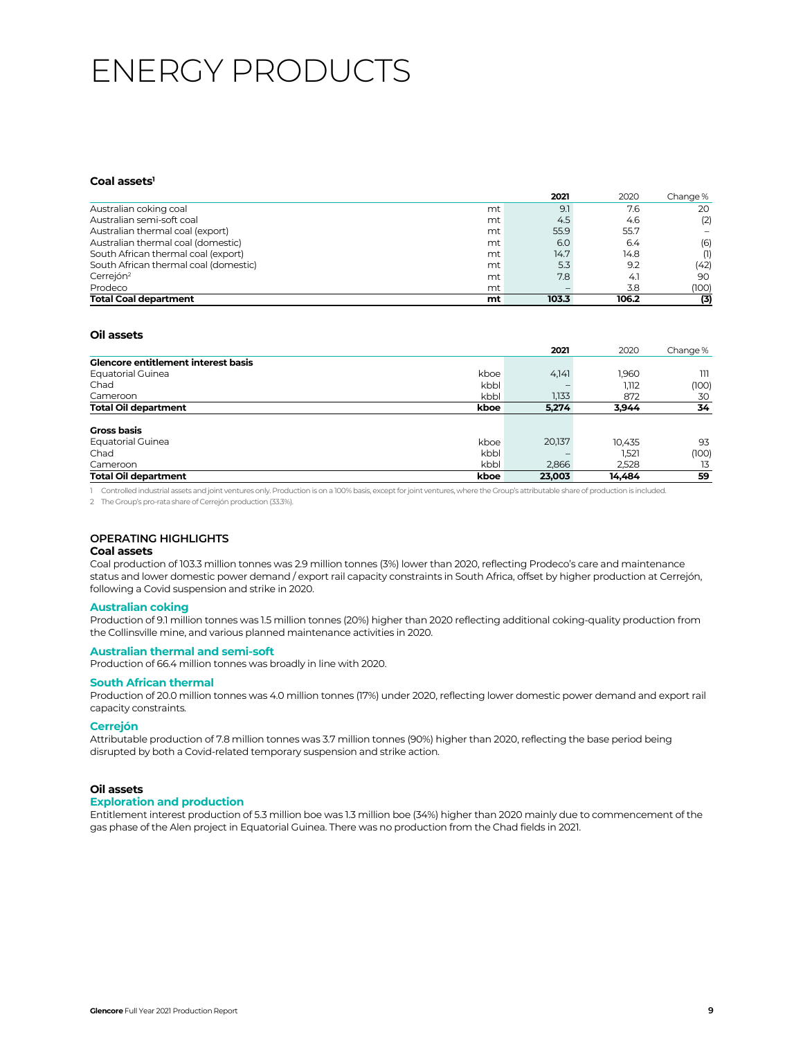# ENERGY PRODUCTS

**Coal assets[1]**

| | | 2021 | 2020 | Change % |
|---|---|---|---|---|
| Australian coking coal | mt | 9.1 | 7.6 | 20 |
| Australian semi-soft coal | mt | 4.5 | 4.6 | (2) |
| Australian thermal coal (export) | mt | 55.9 | 55.7 | – |
| Australian thermal coal (domestic) | mt | 6.0 | 6.4 | (6) |
| South African thermal coal (export) | mt | 14.7 | 14.8 | (1) |
| South African thermal coal (domestic) | mt | 5.3 | 9.2 | (42) |
| Cerrejón[2] | mt | 7.8 | 4.1 | 90 |
| Prodeco | mt | – | 3.8 | (100) |
| **Total Coal department** | **mt** | **103.3** | **106.2** | **(3)** |

**Oil assets**

| | | 2021 | 2020 | Change % |
|---|---|---|---|---|
| **Glencore entitlement interest basis** | | | | |
| Equatorial Guinea | kboe | 4,141 | 1,960 | 111 |
| Chad | kbbl | – | 1,112 | (100) |
| Cameroon | kbbl | 1,133 | 872 | 30 |
| **Total Oil department** | **kboe** | **5,274** | **3,944** | **34** |
| | | | | |
| **Gross basis** | | | | |
| Equatorial Guinea | kboe | 20,137 | 10,435 | 93 |
| Chad | kbbl | – | 1,521 | (100) |
| Cameroon | kbbl | 2,866 | 2,528 | 13 |
| **Total Oil department** | **kboe** | **23,003** | **14,484** | **59** |

1 Controlled industrial assets and joint ventures only. Production is on a 100% basis, except for joint ventures, where the Group's attributable share of production is included.

2 The Group's pro-rata share of Cerrejón production (33.3%).

## OPERATING HIGHLIGHTS

### Coal assets

Coal production of 103.3 million tonnes was 2.9 million tonnes (3%) lower than 2020, reflecting Prodeco's care and maintenance status and lower domestic power demand / export rail capacity constraints in South Africa, offset by higher production at Cerrejón, following a Covid suspension and strike in 2020.

#### Australian coking

Production of 9.1 million tonnes was 1.5 million tonnes (20%) higher than 2020 reflecting additional coking-quality production from the Collinsville mine, and various planned maintenance activities in 2020.

#### Australian thermal and semi-soft

Production of 66.4 million tonnes was broadly in line with 2020.

#### South African thermal

Production of 20.0 million tonnes was 4.0 million tonnes (17%) under 2020, reflecting lower domestic power demand and export rail capacity constraints.

#### Cerrejón

Attributable production of 7.8 million tonnes was 3.7 million tonnes (90%) higher than 2020, reflecting the base period being disrupted by both a Covid-related temporary suspension and strike action.

### Oil assets

#### Exploration and production

Entitlement interest production of 5.3 million boe was 1.3 million boe (34%) higher than 2020 mainly due to commencement of the gas phase of the Alen project in Equatorial Guinea. There was no production from the Chad fields in 2021.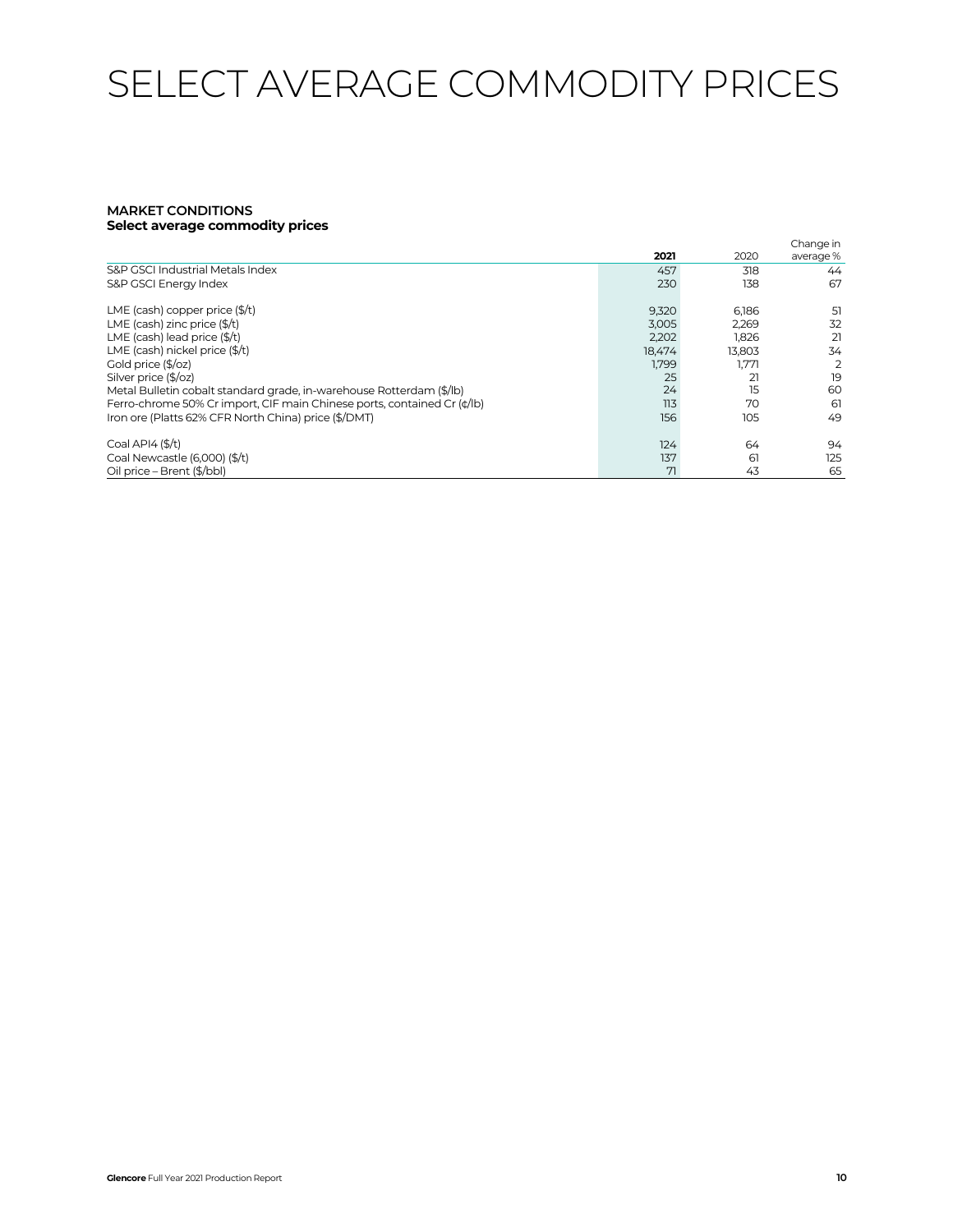# SELECT AVERAGE COMMODITY PRICES

**MARKET CONDITIONS**
**Select average commodity prices**

| | **2021** | 2020 | Change in average % |
|---|---|---|---|
| S&P GSCI Industrial Metals Index | 457 | 318 | 44 |
| S&P GSCI Energy Index | 230 | 138 | 67 |
| | | | |
| LME (cash) copper price ($/t) | 9,320 | 6,186 | 51 |
| LME (cash) zinc price ($/t) | 3,005 | 2,269 | 32 |
| LME (cash) lead price ($/t) | 2,202 | 1,826 | 21 |
| LME (cash) nickel price ($/t) | 18,474 | 13,803 | 34 |
| Gold price ($/oz) | 1,799 | 1,771 | 2 |
| Silver price ($/oz) | 25 | 21 | 19 |
| Metal Bulletin cobalt standard grade, in-warehouse Rotterdam ($/lb) | 24 | 15 | 60 |
| Ferro-chrome 50% Cr import, CIF main Chinese ports, contained Cr (¢/lb) | 113 | 70 | 61 |
| Iron ore (Platts 62% CFR North China) price ($/DMT) | 156 | 105 | 49 |
| | | | |
| Coal API4 ($/t) | 124 | 64 | 94 |
| Coal Newcastle (6,000) ($/t) | 137 | 61 | 125 |
| Oil price – Brent ($/bbl) | 71 | 43 | 65 |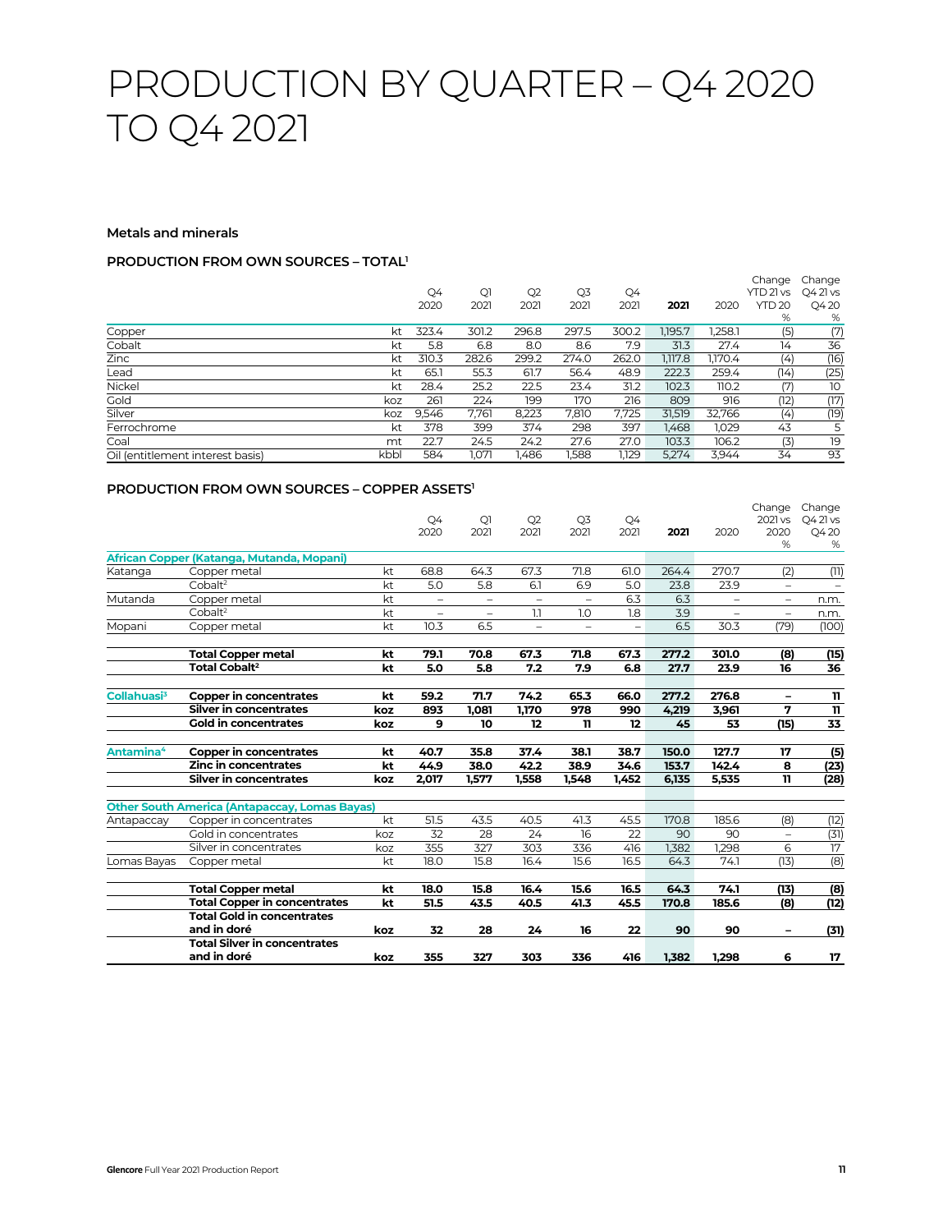# PRODUCTION BY QUARTER – Q4 2020 TO Q4 2021

### Metals and minerals

#### PRODUCTION FROM OWN SOURCES – TOTAL[1]

| | | Q4 2020 | Q1 2021 | Q2 2021 | Q3 2021 | Q4 2021 | **2021** | 2020 | Change YTD 21 vs YTD 20 % | Change Q4 21 vs Q4 20 % |
|---|---|---|---|---|---|---|---|---|---|---|
| Copper | kt | 323.4 | 301.2 | 296.8 | 297.5 | 300.2 | 1,195.7 | 1,258.1 | (5) | (7) |
| Cobalt | kt | 5.8 | 6.8 | 8.0 | 8.6 | 7.9 | 31.3 | 27.4 | 14 | 36 |
| Zinc | kt | 310.3 | 282.6 | 299.2 | 274.0 | 262.0 | 1,117.8 | 1,170.4 | (4) | (16) |
| Lead | kt | 65.1 | 55.3 | 61.7 | 56.4 | 48.9 | 222.3 | 259.4 | (14) | (25) |
| Nickel | kt | 28.4 | 25.2 | 22.5 | 23.4 | 31.2 | 102.3 | 110.2 | (7) | 10 |
| Gold | koz | 261 | 224 | 199 | 170 | 216 | 809 | 916 | (12) | (17) |
| Silver | koz | 9,546 | 7,761 | 8,223 | 7,810 | 7,725 | 31,519 | 32,766 | (4) | (19) |
| Ferrochrome | kt | 378 | 399 | 374 | 298 | 397 | 1,468 | 1,029 | 43 | 5 |
| Coal | mt | 22.7 | 24.5 | 24.2 | 27.6 | 27.0 | 103.3 | 106.2 | (3) | 19 |
| Oil (entitlement interest basis) | kbbl | 584 | 1,071 | 1,486 | 1,588 | 1,129 | 5,274 | 3,944 | 34 | 93 |

#### PRODUCTION FROM OWN SOURCES – COPPER ASSETS[1]

| | | | Q4 2020 | Q1 2021 | Q2 2021 | Q3 2021 | Q4 2021 | **2021** | 2020 | Change 2021 vs 2020 % | Change Q4 21 vs Q4 20 % |
|---|---|---|---|---|---|---|---|---|---|---|---|
| **African Copper (Katanga, Mutanda, Mopani)** | | | | | | | | | | | |
| Katanga | Copper metal | kt | 68.8 | 64.3 | 67.3 | 71.8 | 61.0 | 264.4 | 270.7 | (2) | (11) |
| | Cobalt[2] | kt | 5.0 | 5.8 | 6.1 | 6.9 | 5.0 | 23.8 | 23.9 | – | – |
| Mutanda | Copper metal | kt | – | – | – | – | 6.3 | 6.3 | – | – | n.m. |
| | Cobalt[2] | kt | – | – | 1.1 | 1.0 | 1.8 | 3.9 | – | – | n.m. |
| Mopani | Copper metal | kt | 10.3 | 6.5 | – | – | – | 6.5 | 30.3 | (79) | (100) |
| | **Total Copper metal** | **kt** | **79.1** | **70.8** | **67.3** | **71.8** | **67.3** | **277.2** | **301.0** | **(8)** | **(15)** |
| | **Total Cobalt[2]** | **kt** | **5.0** | **5.8** | **7.2** | **7.9** | **6.8** | **27.7** | **23.9** | **16** | **36** |
| **Collahuasi[3]** | **Copper in concentrates** | **kt** | **59.2** | **71.7** | **74.2** | **65.3** | **66.0** | **277.2** | **276.8** | **–** | **11** |
| | **Silver in concentrates** | **koz** | **893** | **1,081** | **1,170** | **978** | **990** | **4,219** | **3,961** | **7** | **11** |
| | **Gold in concentrates** | **koz** | **9** | **10** | **12** | **11** | **12** | **45** | **53** | **(15)** | **33** |
| **Antamina[4]** | **Copper in concentrates** | **kt** | **40.7** | **35.8** | **37.4** | **38.1** | **38.7** | **150.0** | **127.7** | **17** | **(5)** |
| | **Zinc in concentrates** | **kt** | **44.9** | **38.0** | **42.2** | **38.9** | **34.6** | **153.7** | **142.4** | **8** | **(23)** |
| | **Silver in concentrates** | **koz** | **2,017** | **1,577** | **1,558** | **1,548** | **1,452** | **6,135** | **5,535** | **11** | **(28)** |
| **Other South America (Antapaccay, Lomas Bayas)** | | | | | | | | | | | |
| Antapaccay | Copper in concentrates | kt | 51.5 | 43.5 | 40.5 | 41.3 | 45.5 | 170.8 | 185.6 | (8) | (12) |
| | Gold in concentrates | koz | 32 | 28 | 24 | 16 | 22 | 90 | 90 | – | (31) |
| | Silver in concentrates | koz | 355 | 327 | 303 | 336 | 416 | 1,382 | 1,298 | 6 | 17 |
| Lomas Bayas | Copper metal | kt | 18.0 | 15.8 | 16.4 | 15.6 | 16.5 | 64.3 | 74.1 | (13) | (8) |
| | **Total Copper metal** | **kt** | **18.0** | **15.8** | **16.4** | **15.6** | **16.5** | **64.3** | **74.1** | **(13)** | **(8)** |
| | **Total Copper in concentrates** | **kt** | **51.5** | **43.5** | **40.5** | **41.3** | **45.5** | **170.8** | **185.6** | **(8)** | **(12)** |
| | **Total Gold in concentrates and in doré** | **koz** | **32** | **28** | **24** | **16** | **22** | **90** | **90** | **–** | **(31)** |
| | **Total Silver in concentrates and in doré** | **koz** | **355** | **327** | **303** | **336** | **416** | **1,382** | **1,298** | **6** | **17** |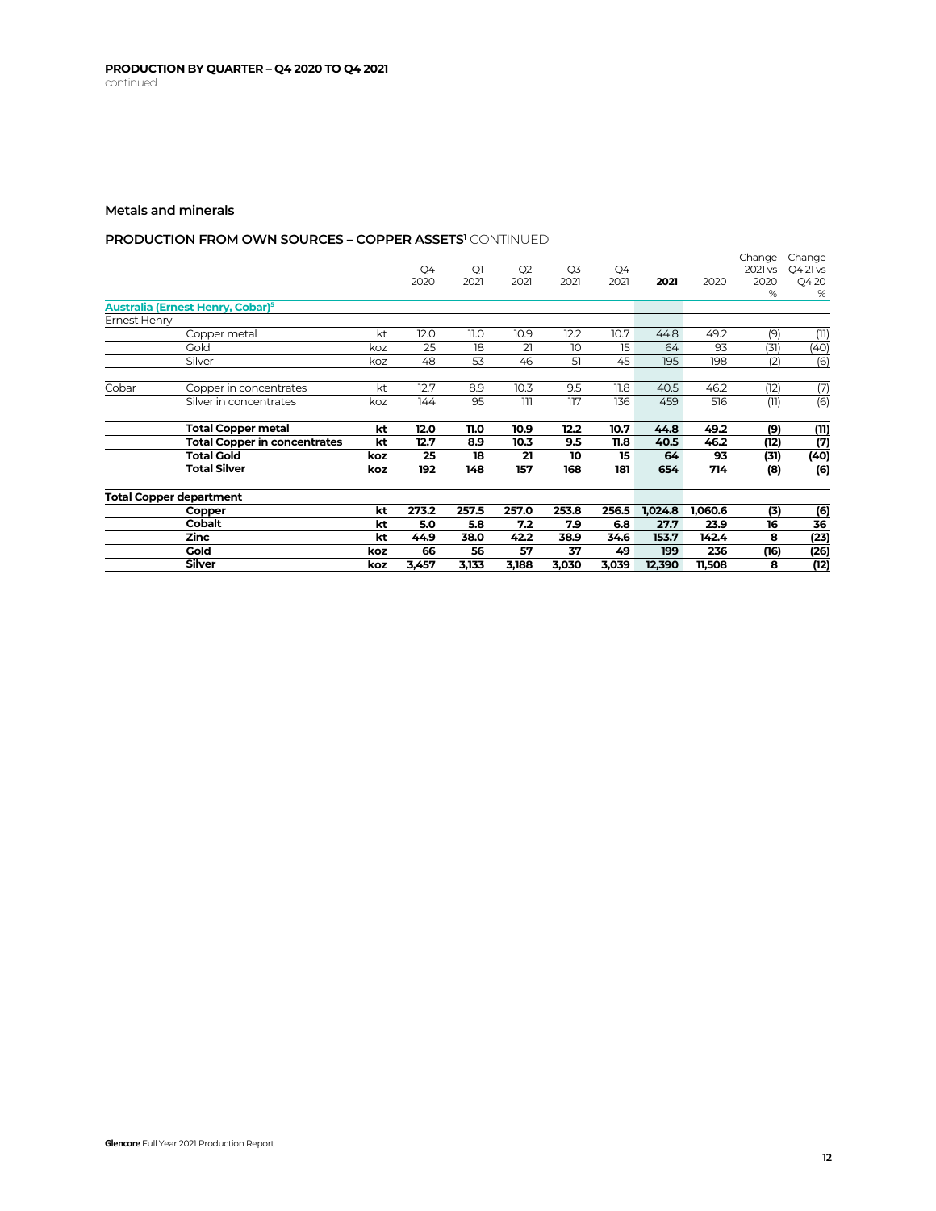## PRODUCTION BY QUARTER – Q4 2020 TO Q4 2021

continued

### Metals and minerals

#### PRODUCTION FROM OWN SOURCES – COPPER ASSETS[1] CONTINUED

| | | | Q4 2020 | Q1 2021 | Q2 2021 | Q3 2021 | Q4 2021 | **2021** | 2020 | Change 2021 vs 2020 % | Change Q4 21 vs Q4 20 % |
|---|---|---|---|---|---|---|---|---|---|---|---|
| **Australia (Ernest Henry, Cobar)[5]** | | | | | | | | | | | |
| Ernest Henry | | | | | | | | | | | |
| | Copper metal | kt | 12.0 | 11.0 | 10.9 | 12.2 | 10.7 | 44.8 | 49.2 | (9) | (11) |
| | Gold | koz | 25 | 18 | 21 | 10 | 15 | 64 | 93 | (31) | (40) |
| | Silver | koz | 48 | 53 | 46 | 51 | 45 | 195 | 198 | (2) | (6) |
| Cobar | Copper in concentrates | kt | 12.7 | 8.9 | 10.3 | 9.5 | 11.8 | 40.5 | 46.2 | (12) | (7) |
| | Silver in concentrates | koz | 144 | 95 | 111 | 117 | 136 | 459 | 516 | (11) | (6) |
| | **Total Copper metal** | **kt** | **12.0** | **11.0** | **10.9** | **12.2** | **10.7** | **44.8** | **49.2** | **(9)** | **(11)** |
| | **Total Copper in concentrates** | **kt** | **12.7** | **8.9** | **10.3** | **9.5** | **11.8** | **40.5** | **46.2** | **(12)** | **(7)** |
| | **Total Gold** | **koz** | **25** | **18** | **21** | **10** | **15** | **64** | **93** | **(31)** | **(40)** |
| | **Total Silver** | **koz** | **192** | **148** | **157** | **168** | **181** | **654** | **714** | **(8)** | **(6)** |
| **Total Copper department** | | | | | | | | | | | |
| | **Copper** | **kt** | **273.2** | **257.5** | **257.0** | **253.8** | **256.5** | **1,024.8** | **1,060.6** | **(3)** | **(6)** |
| | **Cobalt** | **kt** | **5.0** | **5.8** | **7.2** | **7.9** | **6.8** | **27.7** | **23.9** | **16** | **36** |
| | **Zinc** | **kt** | **44.9** | **38.0** | **42.2** | **38.9** | **34.6** | **153.7** | **142.4** | **8** | **(23)** |
| | **Gold** | **koz** | **66** | **56** | **57** | **37** | **49** | **199** | **236** | **(16)** | **(26)** |
| | **Silver** | **koz** | **3,457** | **3,133** | **3,188** | **3,030** | **3,039** | **12,390** | **11,508** | **8** | **(12)** |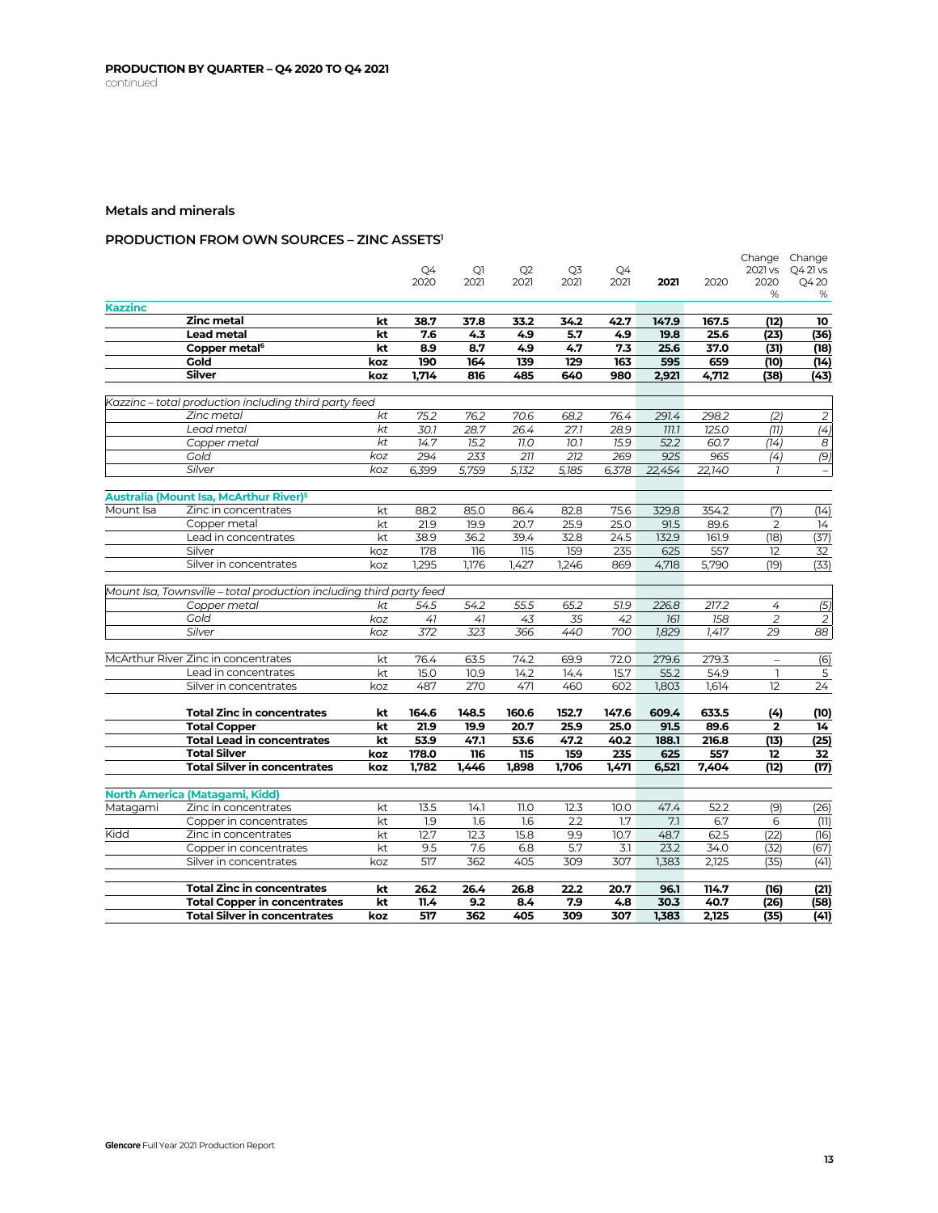## PRODUCTION BY QUARTER – Q4 2020 TO Q4 2021

continued

### Metals and minerals

### PRODUCTION FROM OWN SOURCES – ZINC ASSETS[1]

| | | | Q4 2020 | Q1 2021 | Q2 2021 | Q3 2021 | Q4 2021 | 2021 | 2020 | Change 2021 vs 2020 % | Change Q4 21 vs Q4 20 % |
|---|---|---|---|---|---|---|---|---|---|---|---|
| **Kazzinc** | | | | | | | | | | | |
| | **Zinc metal** | **kt** | **38.7** | **37.8** | **33.2** | **34.2** | **42.7** | **147.9** | **167.5** | **(12)** | **10** |
| | **Lead metal** | **kt** | **7.6** | **4.3** | **4.9** | **5.7** | **4.9** | **19.8** | **25.6** | **(23)** | **(36)** |
| | **Copper metal[6]** | **kt** | **8.9** | **8.7** | **4.9** | **4.7** | **7.3** | **25.6** | **37.0** | **(31)** | **(18)** |
| | **Gold** | **koz** | **190** | **164** | **139** | **129** | **163** | **595** | **659** | **(10)** | **(14)** |
| | **Silver** | **koz** | **1,714** | **816** | **485** | **640** | **980** | **2,921** | **4,712** | **(38)** | **(43)** |
| *Kazzinc – total production including third party feed* | | | | | | | | | | | |
| | *Zinc metal* | *kt* | *75.2* | *76.2* | *70.6* | *68.2* | *76.4* | *291.4* | *298.2* | *(2)* | *2* |
| | *Lead metal* | *kt* | *30.1* | *28.7* | *26.4* | *27.1* | *28.9* | *111.1* | *125.0* | *(11)* | *(4)* |
| | *Copper metal* | *kt* | *14.7* | *15.2* | *11.0* | *10.1* | *15.9* | *52.2* | *60.7* | *(14)* | *8* |
| | *Gold* | *koz* | *294* | *233* | *211* | *212* | *269* | *925* | *965* | *(4)* | *(9)* |
| | *Silver* | *koz* | *6,399* | *5,759* | *5,132* | *5,185* | *6,378* | *22,454* | *22,140* | *1* | *–* |
| **Australia (Mount Isa, McArthur River)[5]** | | | | | | | | | | | |
| Mount Isa | Zinc in concentrates | kt | 88.2 | 85.0 | 86.4 | 82.8 | 75.6 | 329.8 | 354.2 | (7) | (14) |
| | Copper metal | kt | 21.9 | 19.9 | 20.7 | 25.9 | 25.0 | 91.5 | 89.6 | 2 | 14 |
| | Lead in concentrates | kt | 38.9 | 36.2 | 39.4 | 32.8 | 24.5 | 132.9 | 161.9 | (18) | (37) |
| | Silver | koz | 178 | 116 | 115 | 159 | 235 | 625 | 557 | 12 | 32 |
| | Silver in concentrates | koz | 1,295 | 1,176 | 1,427 | 1,246 | 869 | 4,718 | 5,790 | (19) | (33) |
| *Mount Isa, Townsville – total production including third party feed* | | | | | | | | | | | |
| | *Copper metal* | *kt* | *54.5* | *54.2* | *55.5* | *65.2* | *51.9* | *226.8* | *217.2* | *4* | *(5)* |
| | *Gold* | *koz* | *41* | *41* | *43* | *35* | *42* | *161* | *158* | *2* | *2* |
| | *Silver* | *koz* | *372* | *323* | *366* | *440* | *700* | *1,829* | *1,417* | *29* | *88* |
| McArthur River | Zinc in concentrates | kt | 76.4 | 63.5 | 74.2 | 69.9 | 72.0 | 279.6 | 279.3 | – | (6) |
| | Lead in concentrates | kt | 15.0 | 10.9 | 14.2 | 14.4 | 15.7 | 55.2 | 54.9 | 1 | 5 |
| | Silver in concentrates | koz | 487 | 270 | 471 | 460 | 602 | 1,803 | 1,614 | 12 | 24 |
| | **Total Zinc in concentrates** | **kt** | **164.6** | **148.5** | **160.6** | **152.7** | **147.6** | **609.4** | **633.5** | **(4)** | **(10)** |
| | **Total Copper** | **kt** | **21.9** | **19.9** | **20.7** | **25.9** | **25.0** | **91.5** | **89.6** | **2** | **14** |
| | **Total Lead in concentrates** | **kt** | **53.9** | **47.1** | **53.6** | **47.2** | **40.2** | **188.1** | **216.8** | **(13)** | **(25)** |
| | **Total Silver** | **koz** | **178.0** | **116** | **115** | **159** | **235** | **625** | **557** | **12** | **32** |
| | **Total Silver in concentrates** | **koz** | **1,782** | **1,446** | **1,898** | **1,706** | **1,471** | **6,521** | **7,404** | **(12)** | **(17)** |
| **North America (Matagami, Kidd)** | | | | | | | | | | | |
| Matagami | Zinc in concentrates | kt | 13.5 | 14.1 | 11.0 | 12.3 | 10.0 | 47.4 | 52.2 | (9) | (26) |
| | Copper in concentrates | kt | 1.9 | 1.6 | 1.6 | 2.2 | 1.7 | 7.1 | 6.7 | 6 | (11) |
| Kidd | Zinc in concentrates | kt | 12.7 | 12.3 | 15.8 | 9.9 | 10.7 | 48.7 | 62.5 | (22) | (16) |
| | Copper in concentrates | kt | 9.5 | 7.6 | 6.8 | 5.7 | 3.1 | 23.2 | 34.0 | (32) | (67) |
| | Silver in concentrates | koz | 517 | 362 | 405 | 309 | 307 | 1,383 | 2,125 | (35) | (41) |
| | **Total Zinc in concentrates** | **kt** | **26.2** | **26.4** | **26.8** | **22.2** | **20.7** | **96.1** | **114.7** | **(16)** | **(21)** |
| | **Total Copper in concentrates** | **kt** | **11.4** | **9.2** | **8.4** | **7.9** | **4.8** | **30.3** | **40.7** | **(26)** | **(58)** |
| | **Total Silver in concentrates** | **koz** | **517** | **362** | **405** | **309** | **307** | **1,383** | **2,125** | **(35)** | **(41)** |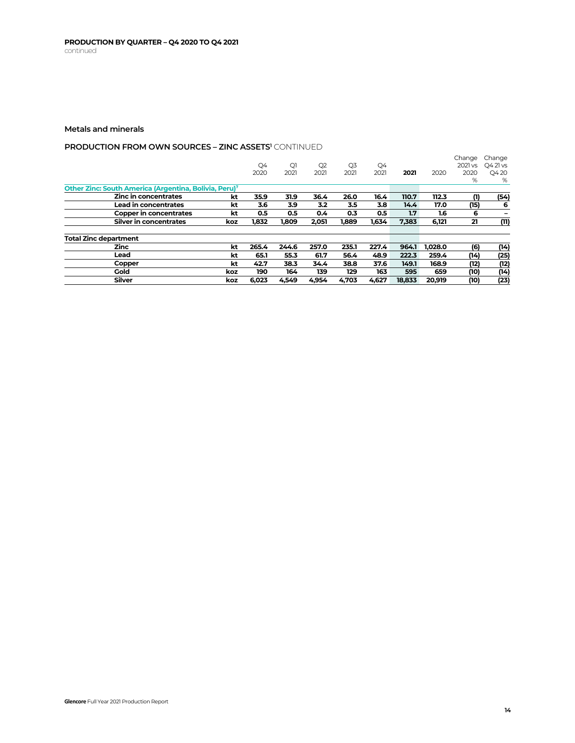## PRODUCTION BY QUARTER – Q4 2020 TO Q4 2021

continued

### Metals and minerals

### PRODUCTION FROM OWN SOURCES – ZINC ASSETS[1] CONTINUED

| | | Q4 2020 | Q1 2021 | Q2 2021 | Q3 2021 | Q4 2021 | 2021 | 2020 | Change 2021 vs 2020 % | Change Q4 21 vs Q4 20 % |
|---|---|---|---|---|---|---|---|---|---|---|
| **Other Zinc: South America (Argentina, Bolivia, Peru)[7]** | | | | | | | | | | |
| **Zinc in concentrates** | **kt** | **35.9** | **31.9** | **36.4** | **26.0** | **16.4** | **110.7** | **112.3** | **(1)** | **(54)** |
| **Lead in concentrates** | **kt** | **3.6** | **3.9** | **3.2** | **3.5** | **3.8** | **14.4** | **17.0** | **(15)** | **6** |
| **Copper in concentrates** | **kt** | **0.5** | **0.5** | **0.4** | **0.3** | **0.5** | **1.7** | **1.6** | **6** | **–** |
| **Silver in concentrates** | **koz** | **1,832** | **1,809** | **2,051** | **1,889** | **1,634** | **7,383** | **6,121** | **21** | **(11)** |
| **Total Zinc department** | | | | | | | | | | |
| **Zinc** | **kt** | **265.4** | **244.6** | **257.0** | **235.1** | **227.4** | **964.1** | **1,028.0** | **(6)** | **(14)** |
| **Lead** | **kt** | **65.1** | **55.3** | **61.7** | **56.4** | **48.9** | **222.3** | **259.4** | **(14)** | **(25)** |
| **Copper** | **kt** | **42.7** | **38.3** | **34.4** | **38.8** | **37.6** | **149.1** | **168.9** | **(12)** | **(12)** |
| **Gold** | **koz** | **190** | **164** | **139** | **129** | **163** | **595** | **659** | **(10)** | **(14)** |
| **Silver** | **koz** | **6,023** | **4,549** | **4,954** | **4,703** | **4,627** | **18,833** | **20,919** | **(10)** | **(23)** |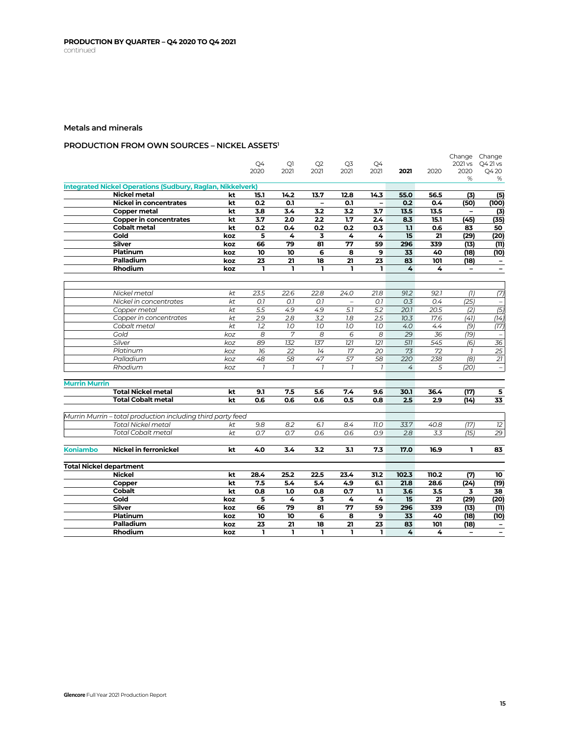## PRODUCTION BY QUARTER – Q4 2020 TO Q4 2021

continued

### Metals and minerals

#### PRODUCTION FROM OWN SOURCES – NICKEL ASSETS[1]

| | | | Q4 2020 | Q1 2021 | Q2 2021 | Q3 2021 | Q4 2021 | **2021** | 2020 | Change 2021 vs 2020 % | Change Q4 21 vs Q4 20 % |
|---|---|---|---|---|---|---|---|---|---|---|---|
| **Integrated Nickel Operations (Sudbury, Raglan, Nikkelverk)** | | | | | | | | | | | |
| | **Nickel metal** | **kt** | **15.1** | **14.2** | **13.7** | **12.8** | **14.3** | **55.0** | **56.5** | **(3)** | **(5)** |
| | **Nickel in concentrates** | **kt** | **0.2** | **0.1** | **–** | **0.1** | **–** | **0.2** | **0.4** | **(50)** | **(100)** |
| | **Copper metal** | **kt** | **3.8** | **3.4** | **3.2** | **3.2** | **3.7** | **13.5** | **13.5** | **–** | **(3)** |
| | **Copper in concentrates** | **kt** | **3.7** | **2.0** | **2.2** | **1.7** | **2.4** | **8.3** | **15.1** | **(45)** | **(35)** |
| | **Cobalt metal** | **kt** | **0.2** | **0.4** | **0.2** | **0.2** | **0.3** | **1.1** | **0.6** | **83** | **50** |
| | **Gold** | **koz** | **5** | **4** | **3** | **4** | **4** | **15** | **21** | **(29)** | **(20)** |
| | **Silver** | **koz** | **66** | **79** | **81** | **77** | **59** | **296** | **339** | **(13)** | **(11)** |
| | **Platinum** | **koz** | **10** | **10** | **6** | **8** | **9** | **33** | **40** | **(18)** | **(10)** |
| | **Palladium** | **koz** | **23** | **21** | **18** | **21** | **23** | **83** | **101** | **(18)** | **–** |
| | **Rhodium** | **koz** | **1** | **1** | **1** | **1** | **1** | **4** | **4** | **–** | **–** |
| | | | | | | | | | | | |
| | *Nickel metal* | *kt* | *23.5* | *22.6* | *22.8* | *24.0* | *21.8* | *91.2* | *92.1* | *(1)* | *(7)* |
| | *Nickel in concentrates* | *kt* | *0.1* | *0.1* | *0.1* | *–* | *0.1* | *0.3* | *0.4* | *(25)* | *–* |
| | *Copper metal* | *kt* | *5.5* | *4.9* | *4.9* | *5.1* | *5.2* | *20.1* | *20.5* | *(2)* | *(5)* |
| | *Copper in concentrates* | *kt* | *2.9* | *2.8* | *3.2* | *1.8* | *2.5* | *10.3* | *17.6* | *(41)* | *(14)* |
| | *Cobalt metal* | *kt* | *1.2* | *1.0* | *1.0* | *1.0* | *1.0* | *4.0* | *4.4* | *(9)* | *(17)* |
| | *Gold* | *koz* | *8* | *7* | *8* | *6* | *8* | *29* | *36* | *(19)* | *–* |
| | *Silver* | *koz* | *89* | *132* | *137* | *121* | *121* | *511* | *545* | *(6)* | *36* |
| | *Platinum* | *koz* | *16* | *22* | *14* | *17* | *20* | *73* | *72* | *1* | *25* |
| | *Palladium* | *koz* | *48* | *58* | *47* | *57* | *58* | *220* | *238* | *(8)* | *21* |
| | *Rhodium* | *koz* | *1* | *1* | *1* | *1* | *1* | *4* | *5* | *(20)* | *–* |
| **Murrin Murrin** | | | | | | | | | | | |
| | **Total Nickel metal** | **kt** | **9.1** | **7.5** | **5.6** | **7.4** | **9.6** | **30.1** | **36.4** | **(17)** | **5** |
| | **Total Cobalt metal** | **kt** | **0.6** | **0.6** | **0.6** | **0.5** | **0.8** | **2.5** | **2.9** | **(14)** | **33** |
| *Murrin Murrin – total production including third party feed* | | | | | | | | | | | |
| | *Total Nickel metal* | *kt* | *9.8* | *8.2* | *6.1* | *8.4* | *11.0* | *33.7* | *40.8* | *(17)* | *12* |
| | *Total Cobalt metal* | *kt* | *0.7* | *0.7* | *0.6* | *0.6* | *0.9* | *2.8* | *3.3* | *(15)* | *29* |
| **Koniambo** | **Nickel in ferronickel** | **kt** | **4.0** | **3.4** | **3.2** | **3.1** | **7.3** | **17.0** | **16.9** | **1** | **83** |
| **Total Nickel department** | | | | | | | | | | | |
| | **Nickel** | **kt** | **28.4** | **25.2** | **22.5** | **23.4** | **31.2** | **102.3** | **110.2** | **(7)** | **10** |
| | **Copper** | **kt** | **7.5** | **5.4** | **5.4** | **4.9** | **6.1** | **21.8** | **28.6** | **(24)** | **(19)** |
| | **Cobalt** | **kt** | **0.8** | **1.0** | **0.8** | **0.7** | **1.1** | **3.6** | **3.5** | **3** | **38** |
| | **Gold** | **koz** | **5** | **4** | **3** | **4** | **4** | **15** | **21** | **(29)** | **(20)** |
| | **Silver** | **koz** | **66** | **79** | **81** | **77** | **59** | **296** | **339** | **(13)** | **(11)** |
| | **Platinum** | **koz** | **10** | **10** | **6** | **8** | **9** | **33** | **40** | **(18)** | **(10)** |
| | **Palladium** | **koz** | **23** | **21** | **18** | **21** | **23** | **83** | **101** | **(18)** | **–** |
| | **Rhodium** | **koz** | **1** | **1** | **1** | **1** | **1** | **4** | **4** | **–** | **–** |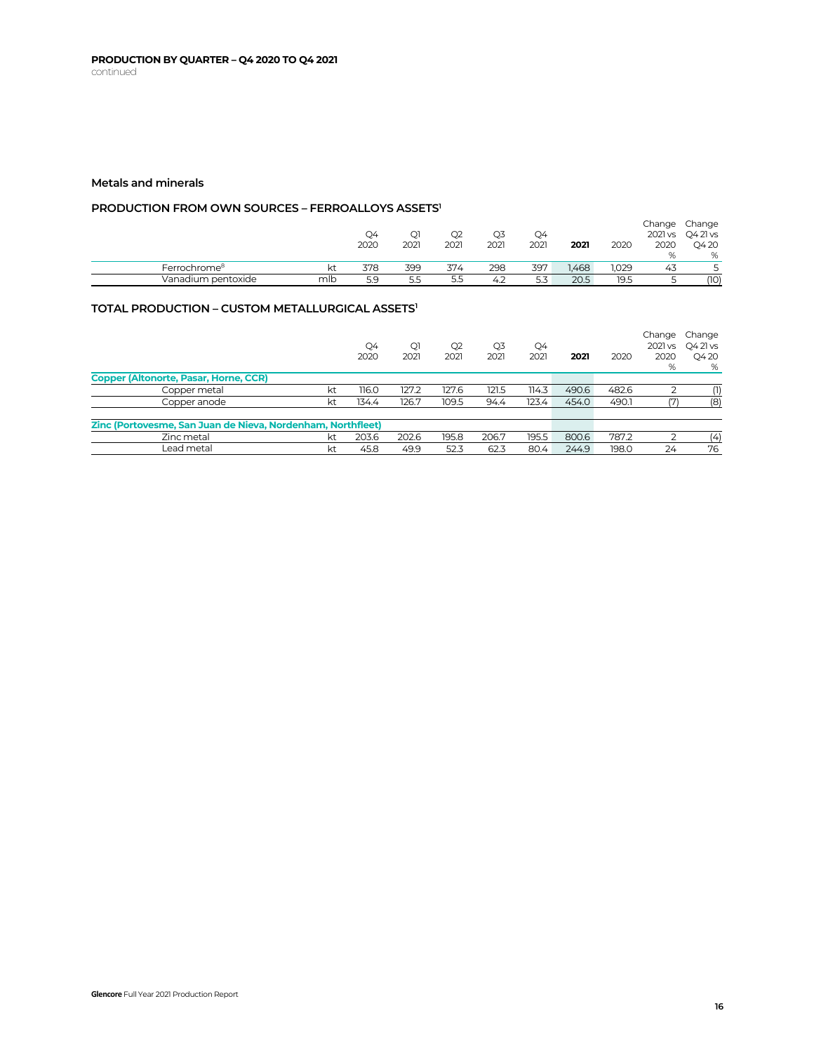## PRODUCTION BY QUARTER – Q4 2020 TO Q4 2021

continued

### Metals and minerals

#### PRODUCTION FROM OWN SOURCES – FERROALLOYS ASSETS[1]

| | | Q4 2020 | Q1 2021 | Q2 2021 | Q3 2021 | Q4 2021 | **2021** | 2020 | Change 2021 vs 2020 % | Change Q4 21 vs Q4 20 % |
|---|---|---|---|---|---|---|---|---|---|---|
| Ferrochrome[8] | kt | 378 | 399 | 374 | 298 | 397 | 1,468 | 1,029 | 43 | 5 |
| Vanadium pentoxide | mlb | 5.9 | 5.5 | 5.5 | 4.2 | 5.3 | 20.5 | 19.5 | 5 | (10) |

#### TOTAL PRODUCTION – CUSTOM METALLURGICAL ASSETS[1]

| | | Q4 2020 | Q1 2021 | Q2 2021 | Q3 2021 | Q4 2021 | **2021** | 2020 | Change 2021 vs 2020 % | Change Q4 21 vs Q4 20 % |
|---|---|---|---|---|---|---|---|---|---|---|
| **Copper (Altonorte, Pasar, Horne, CCR)** | | | | | | | | | | |
| Copper metal | kt | 116.0 | 127.2 | 127.6 | 121.5 | 114.3 | 490.6 | 482.6 | 2 | (1) |
| Copper anode | kt | 134.4 | 126.7 | 109.5 | 94.4 | 123.4 | 454.0 | 490.1 | (7) | (8) |
| **Zinc (Portovesme, San Juan de Nieva, Nordenham, Northfleet)** | | | | | | | | | | |
| Zinc metal | kt | 203.6 | 202.6 | 195.8 | 206.7 | 195.5 | 800.6 | 787.2 | 2 | (4) |
| Lead metal | kt | 45.8 | 49.9 | 52.3 | 62.3 | 80.4 | 244.9 | 198.0 | 24 | 76 |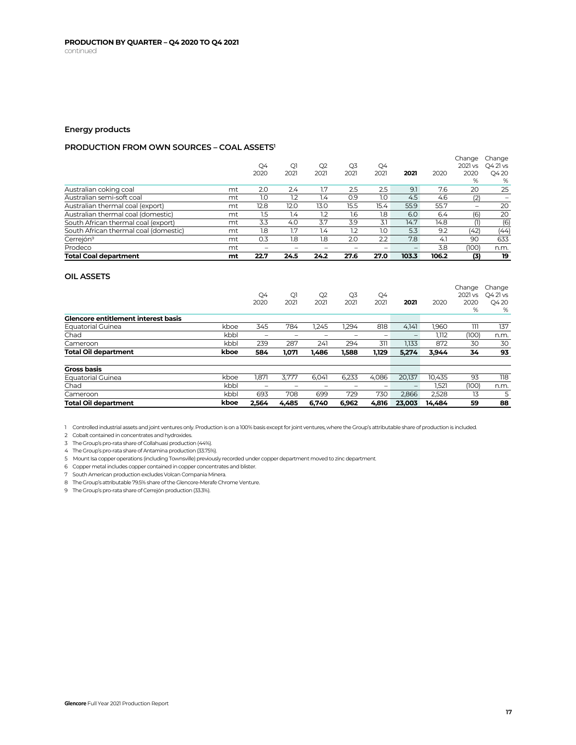## PRODUCTION BY QUARTER – Q4 2020 TO Q4 2021

continued

### Energy products

#### PRODUCTION FROM OWN SOURCES – COAL ASSETS[1]

| | | Q4 2020 | Q1 2021 | Q2 2021 | Q3 2021 | Q4 2021 | 2021 | 2020 | Change 2021 vs 2020 % | Change Q4 21 vs Q4 20 % |
|---|---|---|---|---|---|---|---|---|---|---|
| Australian coking coal | mt | 2.0 | 2.4 | 1.7 | 2.5 | 2.5 | 9.1 | 7.6 | 20 | 25 |
| Australian semi-soft coal | mt | 1.0 | 1.2 | 1.4 | 0.9 | 1.0 | 4.5 | 4.6 | (2) | – |
| Australian thermal coal (export) | mt | 12.8 | 12.0 | 13.0 | 15.5 | 15.4 | 55.9 | 55.7 | – | 20 |
| Australian thermal coal (domestic) | mt | 1.5 | 1.4 | 1.2 | 1.6 | 1.8 | 6.0 | 6.4 | (6) | 20 |
| South African thermal coal (export) | mt | 3.3 | 4.0 | 3.7 | 3.9 | 3.1 | 14.7 | 14.8 | (1) | (6) |
| South African thermal coal (domestic) | mt | 1.8 | 1.7 | 1.4 | 1.2 | 1.0 | 5.3 | 9.2 | (42) | (44) |
| Cerrejón[9] | mt | 0.3 | 1.8 | 1.8 | 2.0 | 2.2 | 7.8 | 4.1 | 90 | 633 |
| Prodeco | mt | – | – | – | – | – | – | 3.8 | (100) | n.m. |
| **Total Coal department** | **mt** | **22.7** | **24.5** | **24.2** | **27.6** | **27.0** | **103.3** | **106.2** | **(3)** | **19** |

#### OIL ASSETS

| | | Q4 2020 | Q1 2021 | Q2 2021 | Q3 2021 | Q4 2021 | 2021 | 2020 | Change 2021 vs 2020 % | Change Q4 21 vs Q4 20 % |
|---|---|---|---|---|---|---|---|---|---|---|
| **Glencore entitlement interest basis** | | | | | | | | | | |
| Equatorial Guinea | kboe | 345 | 784 | 1,245 | 1,294 | 818 | 4,141 | 1,960 | 111 | 137 |
| Chad | kbbl | – | – | – | – | – | – | 1,112 | (100) | n.m. |
| Cameroon | kbbl | 239 | 287 | 241 | 294 | 311 | 1,133 | 872 | 30 | 30 |
| **Total Oil department** | **kboe** | **584** | **1,071** | **1,486** | **1,588** | **1,129** | **5,274** | **3,944** | **34** | **93** |
| | | | | | | | | | | |
| **Gross basis** | | | | | | | | | | |
| Equatorial Guinea | kboe | 1,871 | 3,777 | 6,041 | 6,233 | 4,086 | 20,137 | 10,435 | 93 | 118 |
| Chad | kbbl | – | – | – | – | – | – | 1,521 | (100) | n.m. |
| Cameroon | kbbl | 693 | 708 | 699 | 729 | 730 | 2,866 | 2,528 | 13 | 5 |
| **Total Oil department** | **kboe** | **2,564** | **4,485** | **6,740** | **6,962** | **4,816** | **23,003** | **14,484** | **59** | **88** |

1 Controlled industrial assets and joint ventures only. Production is on a 100% basis except for joint ventures, where the Group's attributable share of production is included.
2 Cobalt contained in concentrates and hydroxides.
3 The Group's pro-rata share of Collahuasi production (44%).
4 The Group's pro-rata share of Antamina production (33.75%).
5 Mount Isa copper operations (including Townsville) previously recorded under copper department moved to zinc department.
6 Copper metal includes copper contained in copper concentrates and blister.
7 South American production excludes Volcan Compania Minera.
8 The Group's attributable 79.5% share of the Glencore-Merafe Chrome Venture.
9 The Group's pro-rata share of Cerrejón production (33.3%).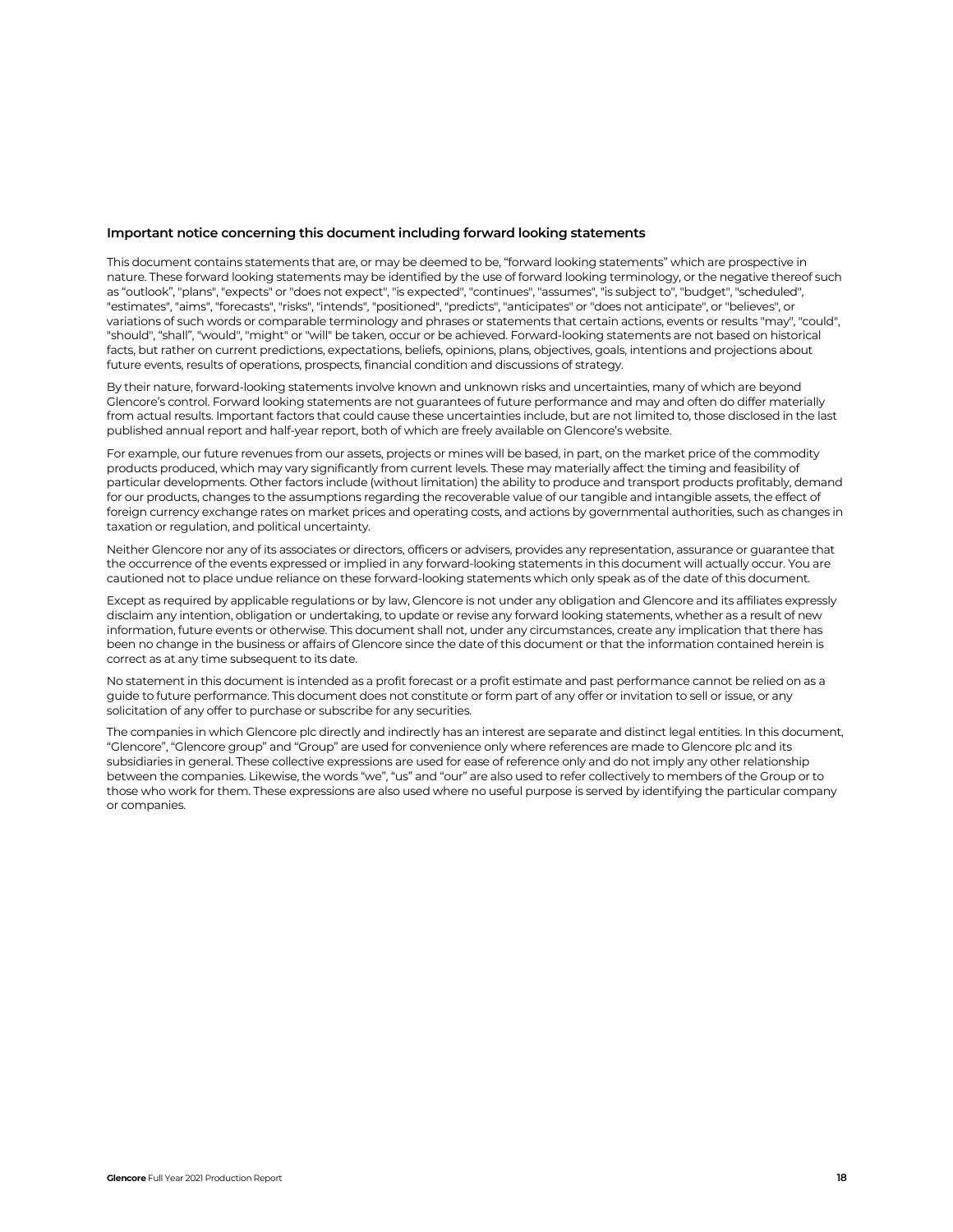### Important notice concerning this document including forward looking statements

This document contains statements that are, or may be deemed to be, "forward looking statements" which are prospective in nature. These forward looking statements may be identified by the use of forward looking terminology, or the negative thereof such as "outlook", "plans", "expects" or "does not expect", "is expected", "continues", "assumes", "is subject to", "budget", "scheduled", "estimates", "aims", "forecasts", "risks", "intends", "positioned", "predicts", "anticipates" or "does not anticipate", or "believes", or variations of such words or comparable terminology and phrases or statements that certain actions, events or results "may", "could", "should", "shall", "would", "might" or "will" be taken, occur or be achieved. Forward-looking statements are not based on historical facts, but rather on current predictions, expectations, beliefs, opinions, plans, objectives, goals, intentions and projections about future events, results of operations, prospects, financial condition and discussions of strategy.

By their nature, forward-looking statements involve known and unknown risks and uncertainties, many of which are beyond Glencore's control. Forward looking statements are not guarantees of future performance and may and often do differ materially from actual results. Important factors that could cause these uncertainties include, but are not limited to, those disclosed in the last published annual report and half-year report, both of which are freely available on Glencore's website.

For example, our future revenues from our assets, projects or mines will be based, in part, on the market price of the commodity products produced, which may vary significantly from current levels. These may materially affect the timing and feasibility of particular developments. Other factors include (without limitation) the ability to produce and transport products profitably, demand for our products, changes to the assumptions regarding the recoverable value of our tangible and intangible assets, the effect of foreign currency exchange rates on market prices and operating costs, and actions by governmental authorities, such as changes in taxation or regulation, and political uncertainty.

Neither Glencore nor any of its associates or directors, officers or advisers, provides any representation, assurance or guarantee that the occurrence of the events expressed or implied in any forward-looking statements in this document will actually occur. You are cautioned not to place undue reliance on these forward-looking statements which only speak as of the date of this document.

Except as required by applicable regulations or by law, Glencore is not under any obligation and Glencore and its affiliates expressly disclaim any intention, obligation or undertaking, to update or revise any forward looking statements, whether as a result of new information, future events or otherwise. This document shall not, under any circumstances, create any implication that there has been no change in the business or affairs of Glencore since the date of this document or that the information contained herein is correct as at any time subsequent to its date.

No statement in this document is intended as a profit forecast or a profit estimate and past performance cannot be relied on as a guide to future performance. This document does not constitute or form part of any offer or invitation to sell or issue, or any solicitation of any offer to purchase or subscribe for any securities.

The companies in which Glencore plc directly and indirectly has an interest are separate and distinct legal entities. In this document, "Glencore", "Glencore group" and "Group" are used for convenience only where references are made to Glencore plc and its subsidiaries in general. These collective expressions are used for ease of reference only and do not imply any other relationship between the companies. Likewise, the words "we", "us" and "our" are also used to refer collectively to members of the Group or to those who work for them. These expressions are also used where no useful purpose is served by identifying the particular company or companies.